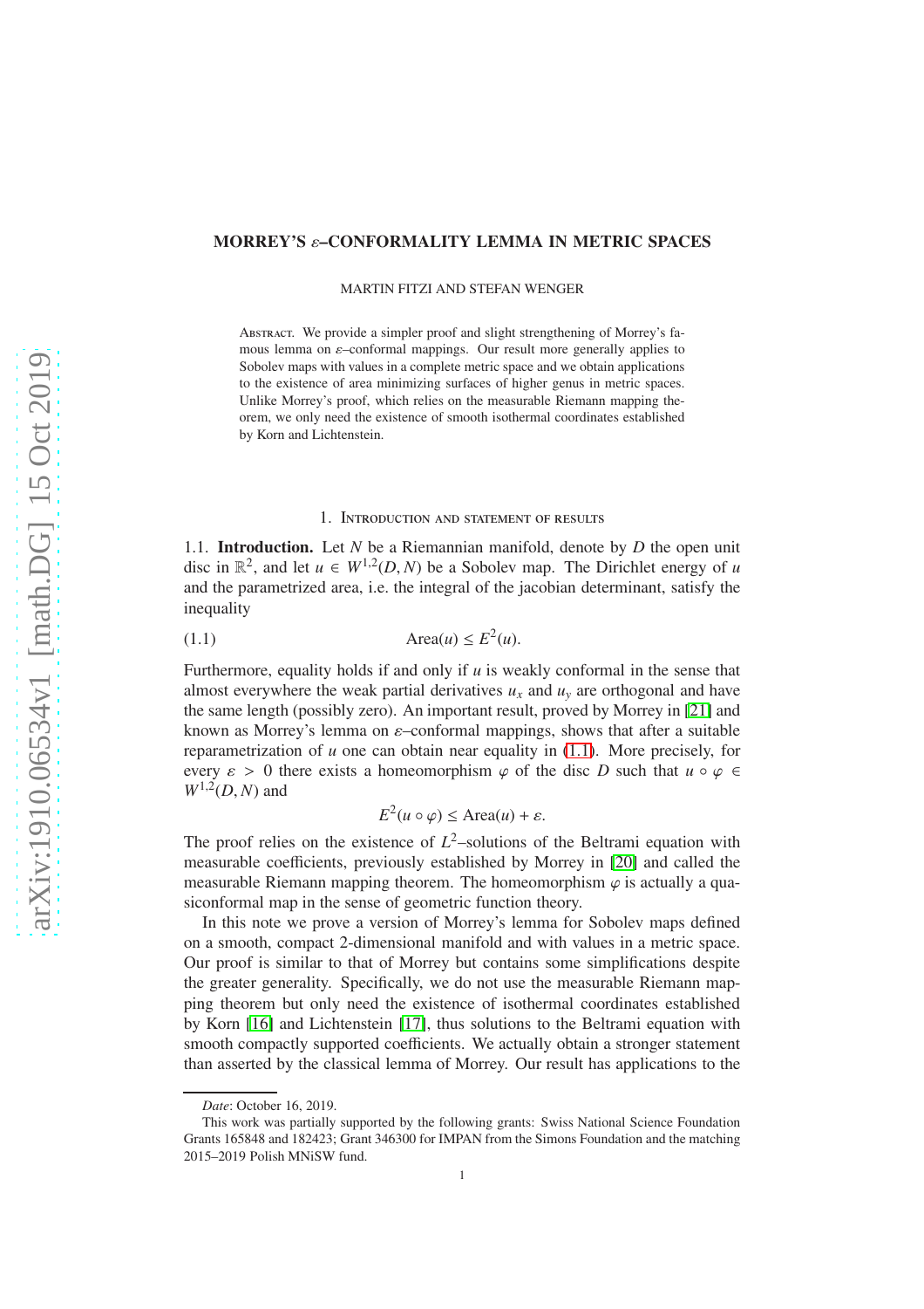# MORREY'S $\varepsilon$–CONFORMALITY LEMMA IN METRIC SPACES

MARTIN FITZI AND STEFAN WENGER

Abstract. We provide a simpler proof and slight strengthening of Morrey's famous lemma on $\varepsilon$–conformal mappings. Our result more generally applies to Sobolev maps with values in a complete metric space and we obtain applications to the existence of area minimizing surfaces of higher genus in metric spaces. Unlike Morrey's proof, which relies on the measurable Riemann mapping theorem, we only need the existence of smooth isothermal coordinates established by Korn and Lichtenstein.

## 1. Introduction and statement of results

1.1. **Introduction.** Let $N$ be a Riemannian manifold, denote by $D$ the open unit disc in $\mathbb{R}^2$, and let $u \in W^{1,2}(D, N)$ be a Sobolev map. The Dirichlet energy of $u$ and the parametrized area, i.e. the integral of the jacobian determinant, satisfy the inequality

$$\text{Area}(u) \leq E^2(u). \tag{1.1}$$

Furthermore, equality holds if and only if $u$ is weakly conformal in the sense that almost everywhere the weak partial derivatives $u_x$ and $u_y$ are orthogonal and have the same length (possibly zero). An important result, proved by Morrey in [21] and known as Morrey's lemma on $\varepsilon$–conformal mappings, shows that after a suitable reparametrization of $u$ one can obtain near equality in (1.1). More precisely, for every $\varepsilon > 0$ there exists a homeomorphism $\varphi$ of the disc $D$ such that $u \circ \varphi \in W^{1,2}(D, N)$ and

$$E^2(u \circ \varphi) \leq \text{Area}(u) + \varepsilon.$$

The proof relies on the existence of $L^2$–solutions of the Beltrami equation with measurable coefficients, previously established by Morrey in [20] and called the measurable Riemann mapping theorem. The homeomorphism $\varphi$ is actually a quasiconformal map in the sense of geometric function theory.

In this note we prove a version of Morrey's lemma for Sobolev maps defined on a smooth, compact 2-dimensional manifold and with values in a metric space. Our proof is similar to that of Morrey but contains some simplifications despite the greater generality. Specifically, we do not use the measurable Riemann mapping theorem but only need the existence of isothermal coordinates established by Korn [16] and Lichtenstein [17], thus solutions to the Beltrami equation with smooth compactly supported coefficients. We actually obtain a stronger statement than asserted by the classical lemma of Morrey. Our result has applications to the

*Date*: October 16, 2019.

This work was partially supported by the following grants: Swiss National Science Foundation Grants 165848 and 182423; Grant 346300 for IMPAN from the Simons Foundation and the matching 2015–2019 Polish MNiSW fund.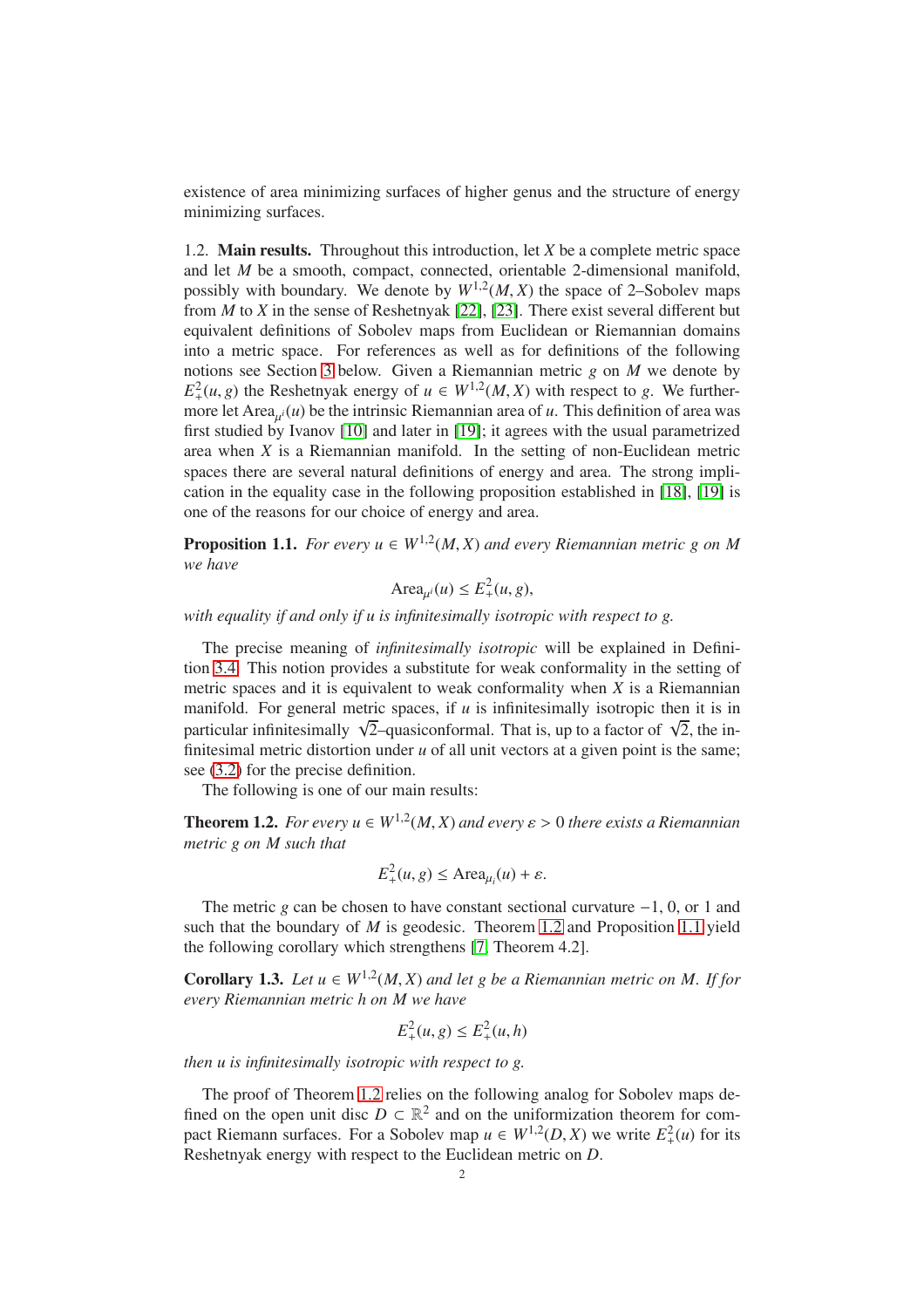existence of area minimizing surfaces of higher genus and the structure of energy minimizing surfaces.

1.2. **Main results.** Throughout this introduction, let $X$ be a complete metric space and let $M$ be a smooth, compact, connected, orientable 2-dimensional manifold, possibly with boundary. We denote by $W^{1,2}(M, X)$ the space of 2–Sobolev maps from $M$ to $X$ in the sense of Reshetnyak [22], [23]. There exist several different but equivalent definitions of Sobolev maps from Euclidean or Riemannian domains into a metric space. For references as well as for definitions of the following notions see Section 3 below. Given a Riemannian metric $g$ on $M$ we denote by $E_+^2(u, g)$ the Reshetnyak energy of $u \in W^{1,2}(M, X)$ with respect to $g$. We furthermore let $\operatorname{Area}_{\mu^i}(u)$ be the intrinsic Riemannian area of $u$. This definition of area was first studied by Ivanov [10] and later in [19]; it agrees with the usual parametrized area when $X$ is a Riemannian manifold. In the setting of non-Euclidean metric spaces there are several natural definitions of energy and area. The strong implication in the equality case in the following proposition established in [18], [19] is one of the reasons for our choice of energy and area.

**Proposition 1.1.** *For every $u \in W^{1,2}(M, X)$ and every Riemannian metric $g$ on $M$ we have*

$$\operatorname{Area}_{\mu^i}(u) \leq E_+^2(u, g),$$

*with equality if and only if $u$ is infinitesimally isotropic with respect to $g$.*

The precise meaning of *infinitesimally isotropic* will be explained in Definition 3.4. This notion provides a substitute for weak conformality in the setting of metric spaces and it is equivalent to weak conformality when $X$ is a Riemannian manifold. For general metric spaces, if $u$ is infinitesimally isotropic then it is in particular infinitesimally $\sqrt{2}$–quasiconformal. That is, up to a factor of $\sqrt{2}$, the infinitesimal metric distortion under $u$ of all unit vectors at a given point is the same; see (3.2) for the precise definition.

The following is one of our main results:

**Theorem 1.2.** *For every $u \in W^{1,2}(M, X)$ and every $\varepsilon > 0$ there exists a Riemannian metric $g$ on $M$ such that*

$$E_+^2(u, g) \leq \operatorname{Area}_{\mu_i}(u) + \varepsilon.$$

The metric $g$ can be chosen to have constant sectional curvature $-1$, 0, or 1 and such that the boundary of $M$ is geodesic. Theorem 1.2 and Proposition 1.1 yield the following corollary which strengthens [7, Theorem 4.2].

**Corollary 1.3.** *Let $u \in W^{1,2}(M, X)$ and let $g$ be a Riemannian metric on $M$. If for every Riemannian metric $h$ on $M$ we have*

$$E_+^2(u, g) \leq E_+^2(u, h)$$

*then $u$ is infinitesimally isotropic with respect to $g$.*

The proof of Theorem 1.2 relies on the following analog for Sobolev maps defined on the open unit disc $D \subset \mathbb{R}^2$ and on the uniformization theorem for compact Riemann surfaces. For a Sobolev map $u \in W^{1,2}(D, X)$ we write $E_+^2(u)$ for its Reshetnyak energy with respect to the Euclidean metric on $D$.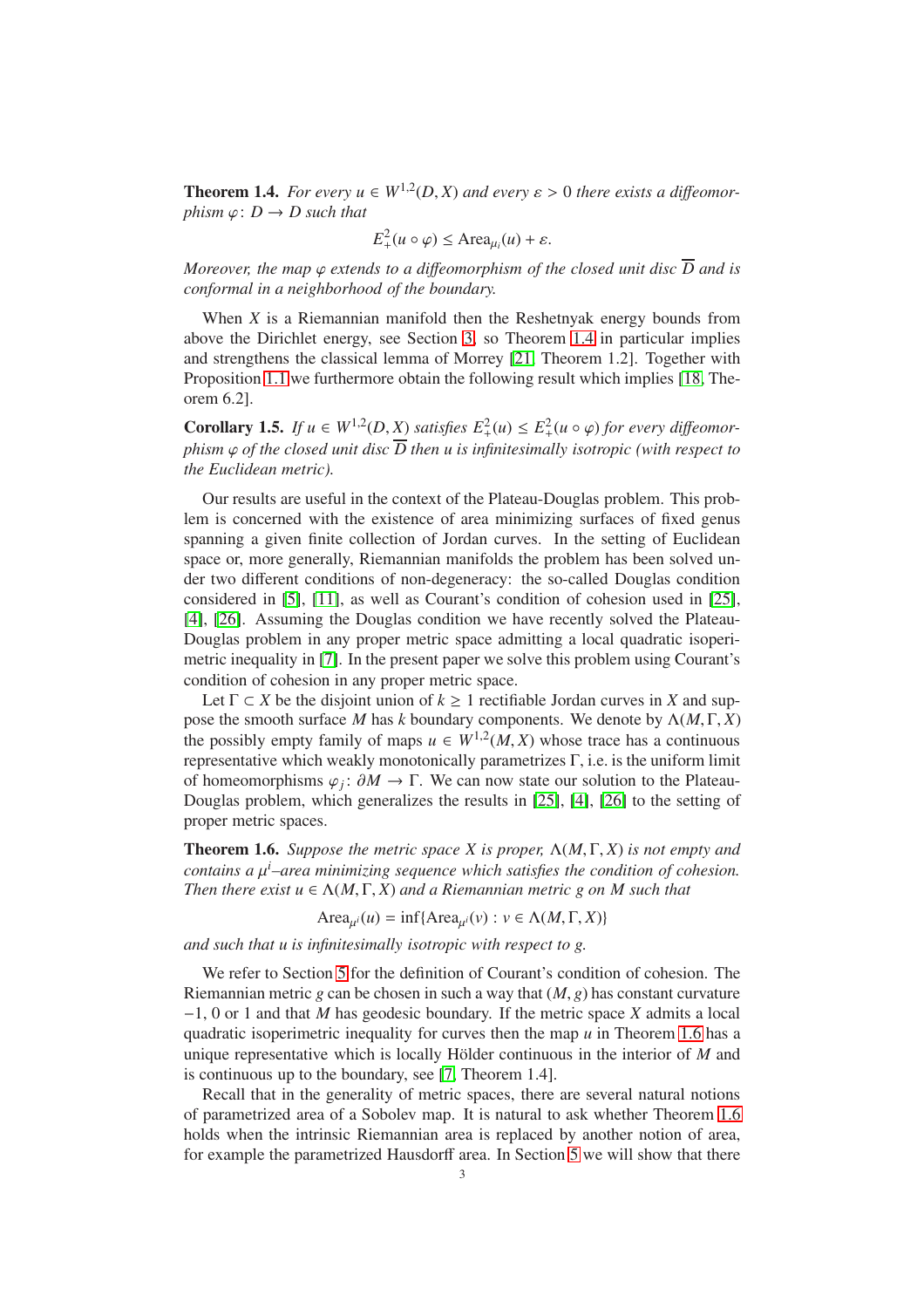**Theorem 1.4.** *For every $u \in W^{1,2}(D, X)$ and every $\varepsilon > 0$ there exists a diffeomorphism $\varphi\colon D \to D$ such that*

$$E_+^2(u \circ \varphi) \leq \operatorname{Area}_{\mu_i}(u) + \varepsilon.$$

*Moreover, the map $\varphi$ extends to a diffeomorphism of the closed unit disc $\overline{D}$ and is conformal in a neighborhood of the boundary.*

When $X$ is a Riemannian manifold then the Reshetnyak energy bounds from above the Dirichlet energy, see Section 3, so Theorem 1.4 in particular implies and strengthens the classical lemma of Morrey [21, Theorem 1.2]. Together with Proposition 1.1 we furthermore obtain the following result which implies [18, Theorem 6.2].

**Corollary 1.5.** *If $u \in W^{1,2}(D, X)$ satisfies $E_+^2(u) \leq E_+^2(u \circ \varphi)$ for every diffeomorphism $\varphi$ of the closed unit disc $\overline{D}$ then $u$ is infinitesimally isotropic (with respect to the Euclidean metric).*

Our results are useful in the context of the Plateau-Douglas problem. This problem is concerned with the existence of area minimizing surfaces of fixed genus spanning a given finite collection of Jordan curves. In the setting of Euclidean space or, more generally, Riemannian manifolds the problem has been solved under two different conditions of non-degeneracy: the so-called Douglas condition considered in [5], [11], as well as Courant's condition of cohesion used in [25], [4], [26]. Assuming the Douglas condition we have recently solved the Plateau-Douglas problem in any proper metric space admitting a local quadratic isoperimetric inequality in [7]. In the present paper we solve this problem using Courant's condition of cohesion in any proper metric space.

Let $\Gamma \subset X$ be the disjoint union of $k \geq 1$ rectifiable Jordan curves in $X$ and suppose the smooth surface $M$ has $k$ boundary components. We denote by $\Lambda(M, \Gamma, X)$ the possibly empty family of maps $u \in W^{1,2}(M, X)$ whose trace has a continuous representative which weakly monotonically parametrizes $\Gamma$, i.e. is the uniform limit of homeomorphisms $\varphi_j\colon \partial M \to \Gamma$. We can now state our solution to the Plateau-Douglas problem, which generalizes the results in [25], [4], [26] to the setting of proper metric spaces.

**Theorem 1.6.** *Suppose the metric space $X$ is proper, $\Lambda(M, \Gamma, X)$ is not empty and contains a $\mu^i$–area minimizing sequence which satisfies the condition of cohesion. Then there exist $u \in \Lambda(M, \Gamma, X)$ and a Riemannian metric $g$ on $M$ such that*

$$\operatorname{Area}_{\mu^i}(u) = \inf\{\operatorname{Area}_{\mu^i}(v) : v \in \Lambda(M, \Gamma, X)\}$$

*and such that $u$ is infinitesimally isotropic with respect to $g$.*

We refer to Section 5 for the definition of Courant's condition of cohesion. The Riemannian metric $g$ can be chosen in such a way that $(M, g)$ has constant curvature $-1$, $0$ or $1$ and that $M$ has geodesic boundary. If the metric space $X$ admits a local quadratic isoperimetric inequality for curves then the map $u$ in Theorem 1.6 has a unique representative which is locally Hölder continuous in the interior of $M$ and is continuous up to the boundary, see [7, Theorem 1.4].

Recall that in the generality of metric spaces, there are several natural notions of parametrized area of a Sobolev map. It is natural to ask whether Theorem 1.6 holds when the intrinsic Riemannian area is replaced by another notion of area, for example the parametrized Hausdorff area. In Section 5 we will show that there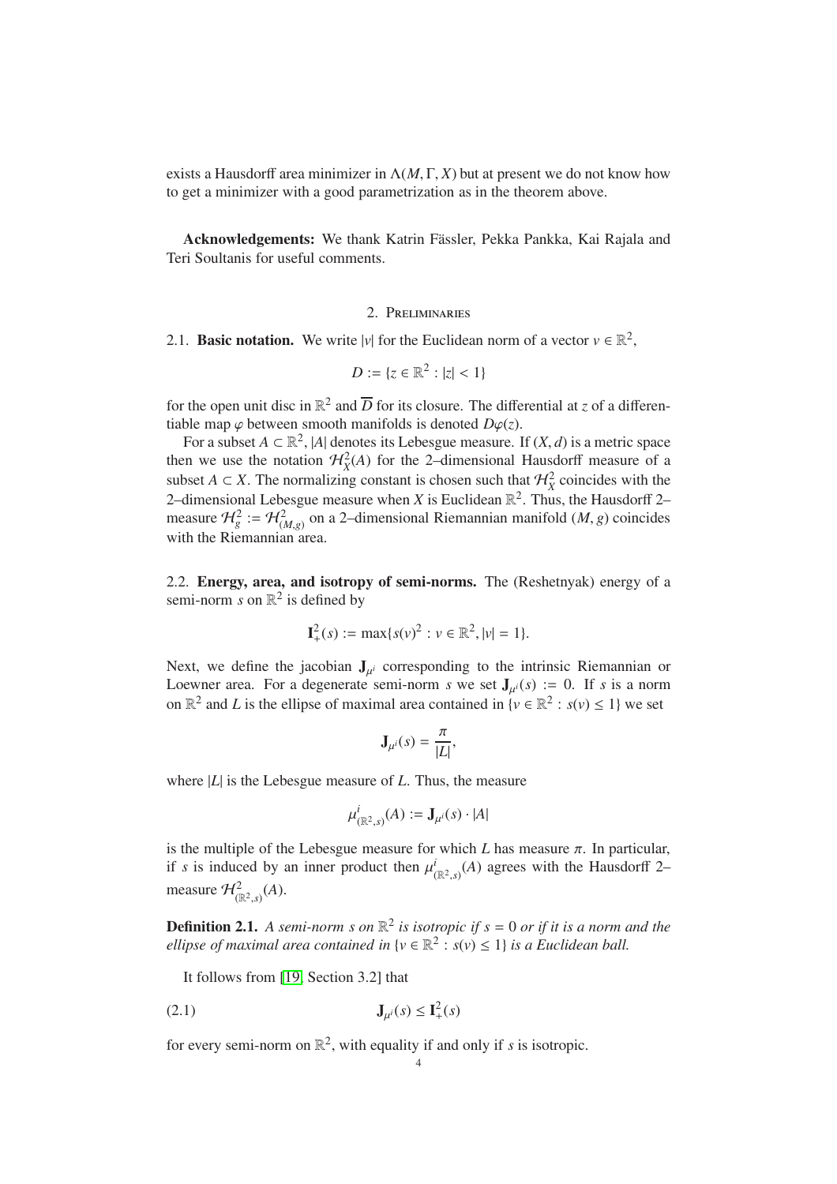exists a Hausdorff area minimizer in $\Lambda(M, \Gamma, X)$ but at present we do not know how to get a minimizer with a good parametrization as in the theorem above.

**Acknowledgements:** We thank Katrin Fässler, Pekka Pankka, Kai Rajala and Teri Soultanis for useful comments.

## 2. Preliminaries

**2.1. Basic notation.** We write $|v|$ for the Euclidean norm of a vector $v \in \mathbb{R}^2$,

$$D := \{z \in \mathbb{R}^2 : |z| < 1\}$$

for the open unit disc in $\mathbb{R}^2$ and $\overline{D}$ for its closure. The differential at $z$ of a differentiable map $\varphi$ between smooth manifolds is denoted $D\varphi(z)$.

For a subset $A \subset \mathbb{R}^2$, $|A|$ denotes its Lebesgue measure. If $(X, d)$ is a metric space then we use the notation $\mathcal{H}^2_X(A)$ for the 2–dimensional Hausdorff measure of a subset $A \subset X$. The normalizing constant is chosen such that $\mathcal{H}^2_X$ coincides with the 2–dimensional Lebesgue measure when $X$ is Euclidean $\mathbb{R}^2$. Thus, the Hausdorff 2–measure $\mathcal{H}^2_g := \mathcal{H}^2_{(M,g)}$ on a 2–dimensional Riemannian manifold $(M, g)$ coincides with the Riemannian area.

**2.2. Energy, area, and isotropy of semi-norms.** The (Reshetnyak) energy of a semi-norm $s$ on $\mathbb{R}^2$ is defined by

$$\mathbf{I}^2_+(s) := \max\{s(v)^2 : v \in \mathbb{R}^2, |v| = 1\}.$$

Next, we define the jacobian $\mathbf{J}_{\mu^i}$ corresponding to the intrinsic Riemannian or Loewner area. For a degenerate semi-norm $s$ we set $\mathbf{J}_{\mu^i}(s) := 0$. If $s$ is a norm on $\mathbb{R}^2$ and $L$ is the ellipse of maximal area contained in $\{v \in \mathbb{R}^2 : s(v) \leq 1\}$ we set

$$\mathbf{J}_{\mu^i}(s) = \frac{\pi}{|L|},$$

where $|L|$ is the Lebesgue measure of $L$. Thus, the measure

$$\mu^i_{(\mathbb{R}^2,s)}(A) := \mathbf{J}_{\mu^i}(s) \cdot |A|$$

is the multiple of the Lebesgue measure for which $L$ has measure $\pi$. In particular, if $s$ is induced by an inner product then $\mu^i_{(\mathbb{R}^2,s)}(A)$ agrees with the Hausdorff 2–measure $\mathcal{H}^2_{(\mathbb{R}^2,s)}(A)$.

**Definition 2.1.** *A semi-norm $s$ on $\mathbb{R}^2$ is isotropic if $s = 0$ or if it is a norm and the ellipse of maximal area contained in $\{v \in \mathbb{R}^2 : s(v) \leq 1\}$ is a Euclidean ball.*

It follows from [19, Section 3.2] that

$$\mathbf{J}_{\mu^i}(s) \leq \mathbf{I}^2_+(s) \tag{2.1}$$

for every semi-norm on $\mathbb{R}^2$, with equality if and only if $s$ is isotropic.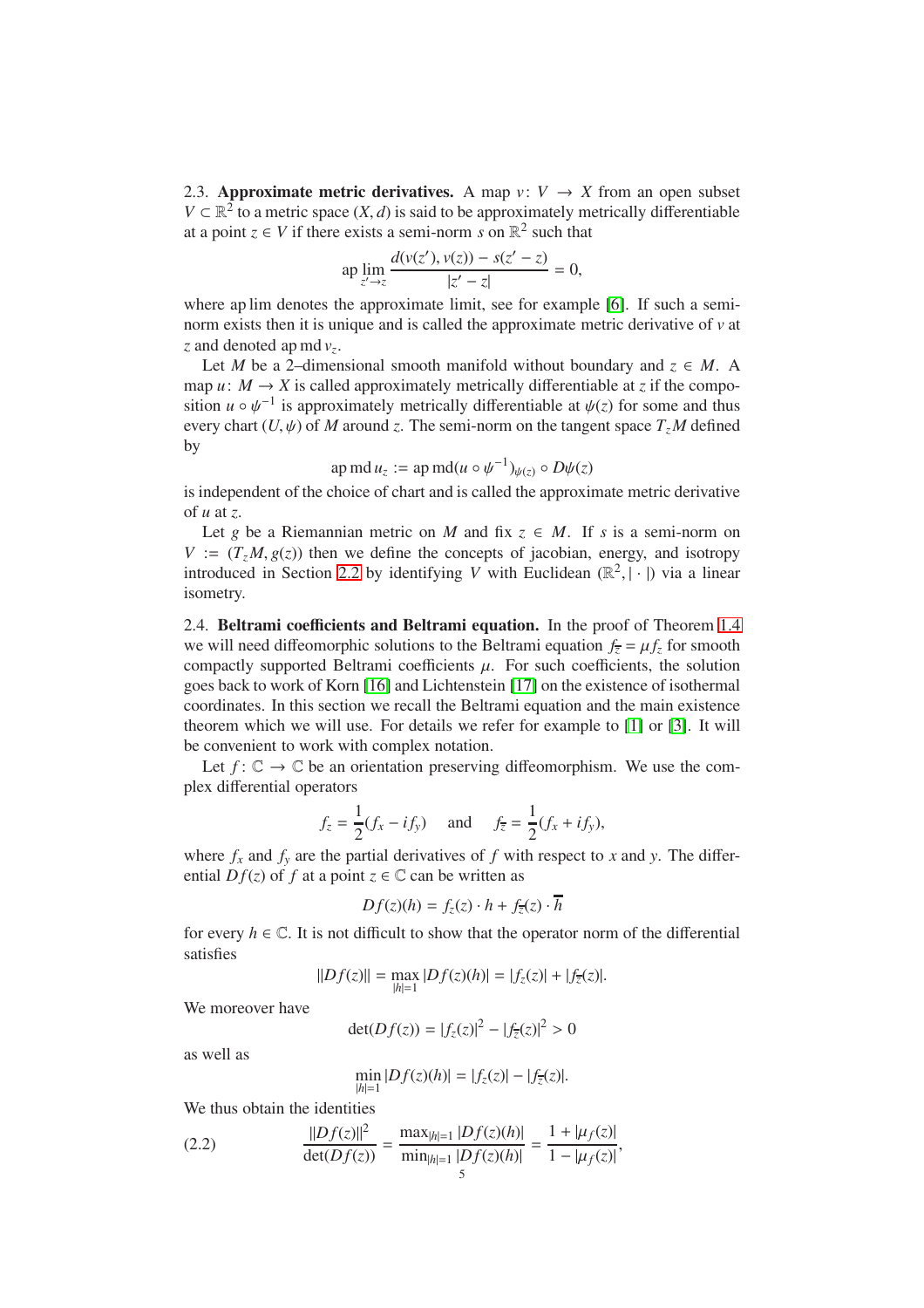2.3. **Approximate metric derivatives.** A map $v\colon V \to X$ from an open subset $V \subset \mathbb{R}^2$ to a metric space $(X, d)$ is said to be approximately metrically differentiable at a point $z \in V$ if there exists a semi-norm $s$ on $\mathbb{R}^2$ such that

$$\operatorname{ap}\lim_{z'\to z} \frac{d(v(z'), v(z)) - s(z'-z)}{|z'-z|} = 0,$$

where ap lim denotes the approximate limit, see for example [6]. If such a semi-norm exists then it is unique and is called the approximate metric derivative of $v$ at $z$ and denoted $\operatorname{ap}\operatorname{md} v_z$.

Let $M$ be a 2–dimensional smooth manifold without boundary and $z \in M$. A map $u\colon M \to X$ is called approximately metrically differentiable at $z$ if the composition $u \circ \psi^{-1}$ is approximately metrically differentiable at $\psi(z)$ for some and thus every chart $(U, \psi)$ of $M$ around $z$. The semi-norm on the tangent space $T_zM$ defined by

$$\operatorname{ap}\operatorname{md} u_z := \operatorname{ap}\operatorname{md}(u \circ \psi^{-1})_{\psi(z)} \circ D\psi(z)$$

is independent of the choice of chart and is called the approximate metric derivative of $u$ at $z$.

Let $g$ be a Riemannian metric on $M$ and fix $z \in M$. If $s$ is a semi-norm on $V := (T_zM, g(z))$ then we define the concepts of jacobian, energy, and isotropy introduced in Section 2.2 by identifying $V$ with Euclidean $(\mathbb{R}^2, |\cdot|)$ via a linear isometry.

2.4. **Beltrami coefficients and Beltrami equation.** In the proof of Theorem 1.4 we will need diffeomorphic solutions to the Beltrami equation $f_{\overline{z}} = \mu f_z$ for smooth compactly supported Beltrami coefficients $\mu$. For such coefficients, the solution goes back to work of Korn [16] and Lichtenstein [17] on the existence of isothermal coordinates. In this section we recall the Beltrami equation and the main existence theorem which we will use. For details we refer for example to [1] or [3]. It will be convenient to work with complex notation.

Let $f\colon \mathbb{C} \to \mathbb{C}$ be an orientation preserving diffeomorphism. We use the complex differential operators

$$f_z = \frac{1}{2}(f_x - i f_y) \quad \text{ and } \quad f_{\overline{z}} = \frac{1}{2}(f_x + i f_y),$$

where $f_x$ and $f_y$ are the partial derivatives of $f$ with respect to $x$ and $y$. The differential $Df(z)$ of $f$ at a point $z \in \mathbb{C}$ can be written as

$$Df(z)(h) = f_z(z) \cdot h + f_{\overline{z}}(z) \cdot \overline{h}$$

for every $h \in \mathbb{C}$. It is not difficult to show that the operator norm of the differential satisfies

$$\|Df(z)\| = \max_{|h|=1} |Df(z)(h)| = |f_z(z)| + |f_{\overline{z}}(z)|.$$

We moreover have

$$\det(Df(z)) = |f_z(z)|^2 - |f_{\overline{z}}(z)|^2 > 0$$

as well as

$$\min_{|h|=1} |Df(z)(h)| = |f_z(z)| - |f_{\overline{z}}(z)|.$$

We thus obtain the identities

$$\frac{\|Df(z)\|^2}{\det(Df(z))} = \frac{\max_{|h|=1} |Df(z)(h)|}{\min_{|h|=1} |Df(z)(h)|} = \frac{1 + |\mu_f(z)|}{1 - |\mu_f(z)|}, \tag{2.2}$$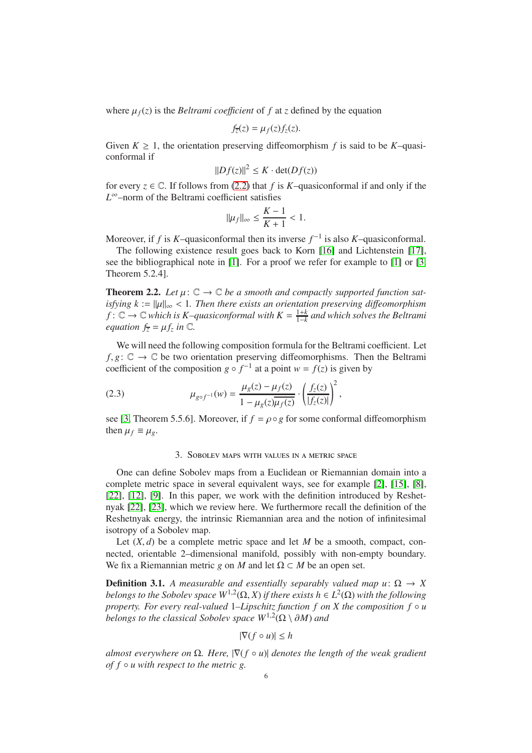where $\mu_f(z)$ is the *Beltrami coefficient* of $f$ at $z$ defined by the equation

$$f_{\bar{z}}(z) = \mu_f(z) f_z(z).$$

Given $K \geq 1$, the orientation preserving diffeomorphism $f$ is said to be $K$–quasiconformal if

$$\|Df(z)\|^2 \leq K \cdot \det(Df(z))$$

for every $z \in \mathbb{C}$. If follows from (2.2) that $f$ is $K$–quasiconformal if and only if the $L^\infty$–norm of the Beltrami coefficient satisfies

$$\|\mu_f\|_\infty \leq \frac{K-1}{K+1} < 1.$$

Moreover, if $f$ is $K$–quasiconformal then its inverse $f^{-1}$ is also $K$–quasiconformal.

The following existence result goes back to Korn [16] and Lichtenstein [17], see the bibliographical note in [1]. For a proof we refer for example to [1] or [3, Theorem 5.2.4].

**Theorem 2.2.** *Let $\mu\colon \mathbb{C} \to \mathbb{C}$ be a smooth and compactly supported function satisfying $k := \|\mu\|_\infty < 1$. Then there exists an orientation preserving diffeomorphism $f\colon \mathbb{C} \to \mathbb{C}$ which is $K$–quasiconformal with $K = \frac{1+k}{1-k}$ and which solves the Beltrami equation $f_{\bar{z}} = \mu f_z$ in $\mathbb{C}$.*

We will need the following composition formula for the Beltrami coefficient. Let $f, g\colon \mathbb{C} \to \mathbb{C}$ be two orientation preserving diffeomorphisms. Then the Beltrami coefficient of the composition $g \circ f^{-1}$ at a point $w = f(z)$ is given by

$$\mu_{g\circ f^{-1}}(w) = \frac{\mu_g(z) - \mu_f(z)}{1 - \mu_g(z)\overline{\mu_f(z)}} \cdot \left(\frac{f_z(z)}{|f_z(z)|}\right)^2, \tag{2.3}$$

see [3, Theorem 5.5.6]. Moreover, if $f = \rho \circ g$ for some conformal diffeomorphism then $\mu_f \equiv \mu_g$.

## 3. Sobolev maps with values in a metric space

One can define Sobolev maps from a Euclidean or Riemannian domain into a complete metric space in several equivalent ways, see for example [2], [15], [8], [22], [12], [9]. In this paper, we work with the definition introduced by Reshetnyak [22], [23], which we review here. We furthermore recall the definition of the Reshetnyak energy, the intrinsic Riemannian area and the notion of infinitesimal isotropy of a Sobolev map.

Let $(X, d)$ be a complete metric space and let $M$ be a smooth, compact, connected, orientable 2–dimensional manifold, possibly with non-empty boundary. We fix a Riemannian metric $g$ on $M$ and let $\Omega \subset M$ be an open set.

**Definition 3.1.** *A measurable and essentially separably valued map $u\colon \Omega \to X$ belongs to the Sobolev space $W^{1,2}(\Omega, X)$ if there exists $h \in L^2(\Omega)$ with the following property. For every real-valued 1–Lipschitz function $f$ on $X$ the composition $f \circ u$ belongs to the classical Sobolev space $W^{1,2}(\Omega \setminus \partial M)$ and*

$$|\nabla(f \circ u)| \leq h$$

*almost everywhere on $\Omega$. Here, $|\nabla(f \circ u)|$ denotes the length of the weak gradient of $f \circ u$ with respect to the metric $g$.*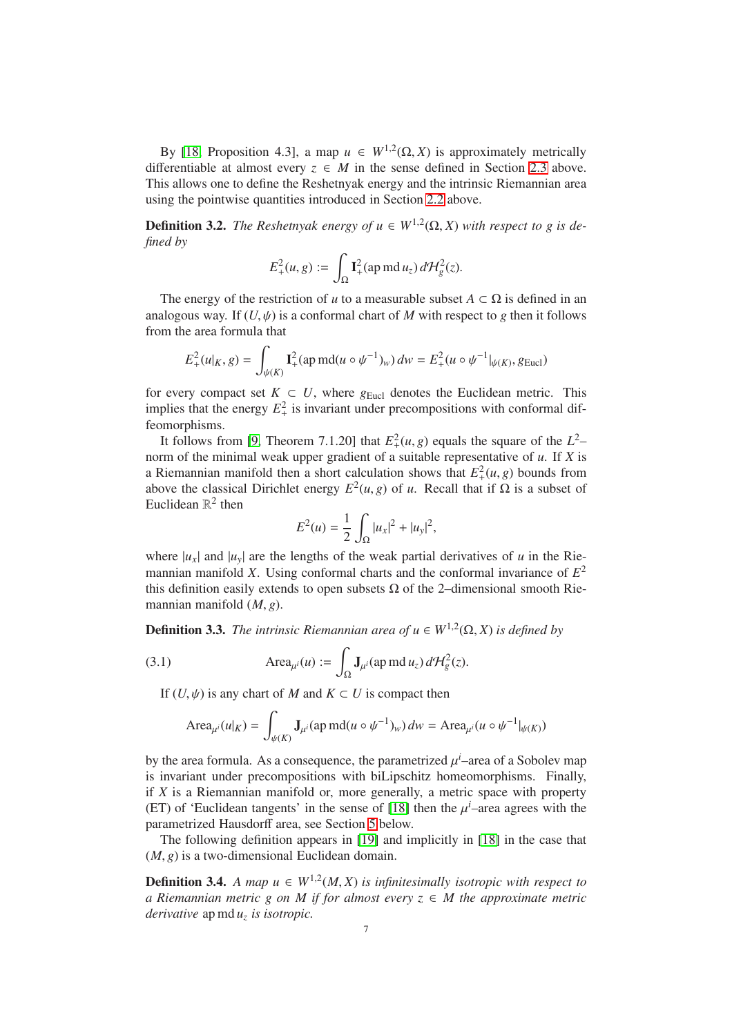By [18, Proposition 4.3], a map $u \in W^{1,2}(\Omega, X)$ is approximately metrically differentiable at almost every $z \in M$ in the sense defined in Section 2.3 above. This allows one to define the Reshetnyak energy and the intrinsic Riemannian area using the pointwise quantities introduced in Section 2.2 above.

**Definition 3.2.** *The Reshetnyak energy of $u \in W^{1,2}(\Omega, X)$ with respect to $g$ is defined by*

$$E_+^2(u, g) := \int_\Omega \mathbf{I}_+^2(\operatorname{ap\,md} u_z)\, d\mathcal{H}_g^2(z).$$

The energy of the restriction of $u$ to a measurable subset $A \subset \Omega$ is defined in an analogous way. If $(U, \psi)$ is a conformal chart of $M$ with respect to $g$ then it follows from the area formula that

$$E_+^2(u|_K, g) = \int_{\psi(K)} \mathbf{I}_+^2(\operatorname{ap\,md}(u \circ \psi^{-1})_w)\, dw = E_+^2(u \circ \psi^{-1}|_{\psi(K)}, g_{\mathrm{Eucl}})$$

for every compact set $K \subset U$, where $g_{\mathrm{Eucl}}$ denotes the Euclidean metric. This implies that the energy $E_+^2$ is invariant under precompositions with conformal diffeomorphisms.

It follows from [9, Theorem 7.1.20] that $E_+^2(u, g)$ equals the square of the $L^2$–norm of the minimal weak upper gradient of a suitable representative of $u$. If $X$ is a Riemannian manifold then a short calculation shows that $E_+^2(u, g)$ bounds from above the classical Dirichlet energy $E^2(u, g)$ of $u$. Recall that if $\Omega$ is a subset of Euclidean $\mathbb{R}^2$ then

$$E^2(u) = \frac{1}{2} \int_\Omega |u_x|^2 + |u_y|^2,$$

where $|u_x|$ and $|u_y|$ are the lengths of the weak partial derivatives of $u$ in the Riemannian manifold $X$. Using conformal charts and the conformal invariance of $E^2$ this definition easily extends to open subsets $\Omega$ of the 2–dimensional smooth Riemannian manifold $(M, g)$.

**Definition 3.3.** *The intrinsic Riemannian area of $u \in W^{1,2}(\Omega, X)$ is defined by*

$$\operatorname{Area}_{\mu^i}(u) := \int_\Omega \mathbf{J}_{\mu^i}(\operatorname{ap\,md} u_z)\, d\mathcal{H}_g^2(z). \tag{3.1}$$

If $(U, \psi)$ is any chart of $M$ and $K \subset U$ is compact then

$$\operatorname{Area}_{\mu^i}(u|_K) = \int_{\psi(K)} \mathbf{J}_{\mu^i}(\operatorname{ap\,md}(u \circ \psi^{-1})_w)\, dw = \operatorname{Area}_{\mu^i}(u \circ \psi^{-1}|_{\psi(K)})$$

by the area formula. As a consequence, the parametrized $\mu^i$–area of a Sobolev map is invariant under precompositions with biLipschitz homeomorphisms. Finally, if $X$ is a Riemannian manifold or, more generally, a metric space with property (ET) of 'Euclidean tangents' in the sense of [18] then the $\mu^i$–area agrees with the parametrized Hausdorff area, see Section 5 below.

The following definition appears in [19] and implicitly in [18] in the case that $(M, g)$ is a two-dimensional Euclidean domain.

**Definition 3.4.** *A map $u \in W^{1,2}(M, X)$ is infinitesimally isotropic with respect to a Riemannian metric $g$ on $M$ if for almost every $z \in M$ the approximate metric derivative $\operatorname{ap\,md} u_z$ is isotropic.*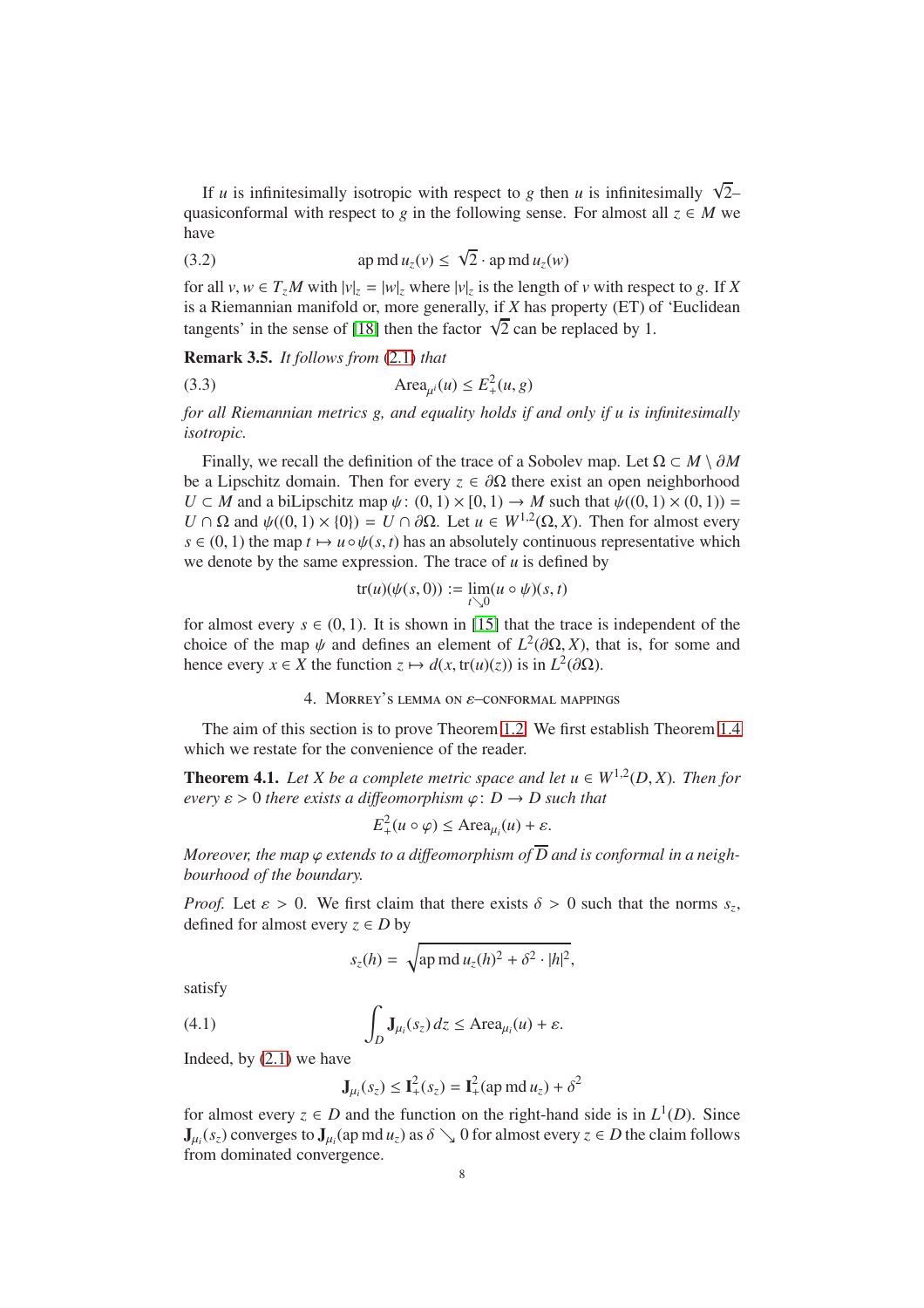If $u$ is infinitesimally isotropic with respect to $g$ then $u$ is infinitesimally $\sqrt{2}$–quasiconformal with respect to $g$ in the following sense. For almost all $z \in M$ we have

$$\operatorname{ap}\operatorname{md} u_z(v) \leq \sqrt{2} \cdot \operatorname{ap}\operatorname{md} u_z(w) \tag{3.2}$$

for all $v, w \in T_z M$ with $|v|_z = |w|_z$ where $|v|_z$ is the length of $v$ with respect to $g$. If $X$ is a Riemannian manifold or, more generally, if $X$ has property (ET) of 'Euclidean tangents' in the sense of [18] then the factor $\sqrt{2}$ can be replaced by 1.

**Remark 3.5.** *It follows from* (2.1) *that*

$$\operatorname{Area}_{\mu^i}(u) \leq E_+^2(u, g) \tag{3.3}$$

*for all Riemannian metrics $g$, and equality holds if and only if $u$ is infinitesimally isotropic.*

Finally, we recall the definition of the trace of a Sobolev map. Let $\Omega \subset M \setminus \partial M$ be a Lipschitz domain. Then for every $z \in \partial\Omega$ there exist an open neighborhood $U \subset M$ and a biLipschitz map $\psi\colon (0,1) \times [0,1) \to M$ such that $\psi((0,1)\times(0,1)) = U \cap \Omega$ and $\psi((0,1)\times\{0\}) = U \cap \partial\Omega$. Let $u \in W^{1,2}(\Omega, X)$. Then for almost every $s \in (0,1)$ the map $t \mapsto u \circ \psi(s,t)$ has an absolutely continuous representative which we denote by the same expression. The trace of $u$ is defined by

$$\operatorname{tr}(u)(\psi(s,0)) := \lim_{t \searrow 0} (u \circ \psi)(s,t)$$

for almost every $s \in (0,1)$. It is shown in [15] that the trace is independent of the choice of the map $\psi$ and defines an element of $L^2(\partial\Omega, X)$, that is, for some and hence every $x \in X$ the function $z \mapsto d(x, \operatorname{tr}(u)(z))$ is in $L^2(\partial\Omega)$.

## 4. Morrey's lemma on $\varepsilon$–conformal mappings

The aim of this section is to prove Theorem 1.2. We first establish Theorem 1.4 which we restate for the convenience of the reader.

**Theorem 4.1.** *Let $X$ be a complete metric space and let $u \in W^{1,2}(D, X)$. Then for every $\varepsilon > 0$ there exists a diffeomorphism $\varphi\colon D \to D$ such that*

$$E_+^2(u \circ \varphi) \leq \operatorname{Area}_{\mu_i}(u) + \varepsilon.$$

*Moreover, the map $\varphi$ extends to a diffeomorphism of $\overline{D}$ and is conformal in a neighbourhood of the boundary.*

*Proof.* Let $\varepsilon > 0$. We first claim that there exists $\delta > 0$ such that the norms $s_z$, defined for almost every $z \in D$ by

$$s_z(h) = \sqrt{\operatorname{ap}\operatorname{md} u_z(h)^2 + \delta^2 \cdot |h|^2},$$

satisfy

$$\int_D \mathbf{J}_{\mu_i}(s_z)\, dz \leq \operatorname{Area}_{\mu_i}(u) + \varepsilon. \tag{4.1}$$

Indeed, by (2.1) we have

$$\mathbf{J}_{\mu_i}(s_z) \leq \mathbf{I}_+^2(s_z) = \mathbf{I}_+^2(\operatorname{ap}\operatorname{md} u_z) + \delta^2$$

for almost every $z \in D$ and the function on the right-hand side is in $L^1(D)$. Since $\mathbf{J}_{\mu_i}(s_z)$ converges to $\mathbf{J}_{\mu_i}(\operatorname{ap}\operatorname{md} u_z)$ as $\delta \searrow 0$ for almost every $z \in D$ the claim follows from dominated convergence.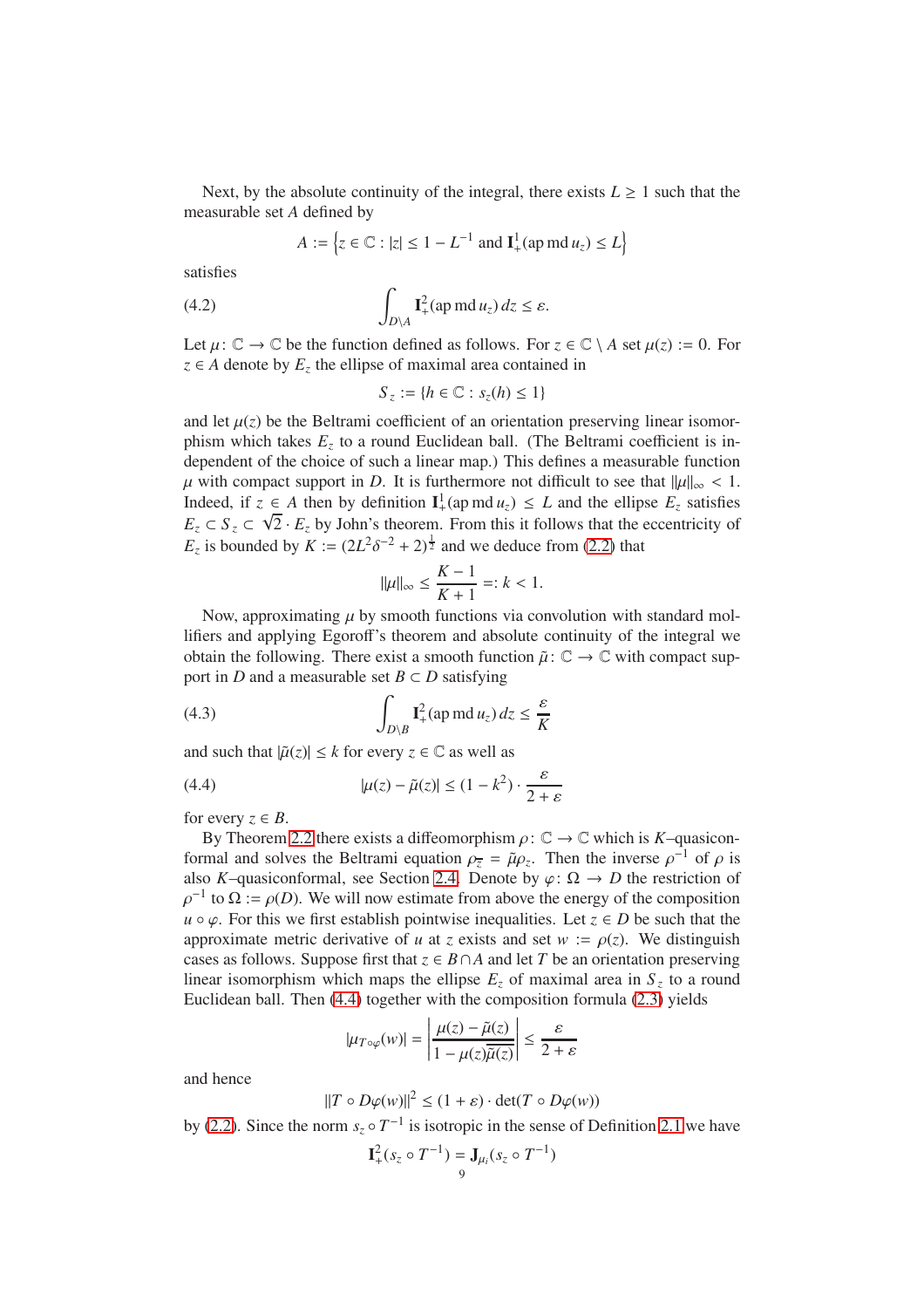Next, by the absolute continuity of the integral, there exists $L \geq 1$ such that the measurable set $A$ defined by

$$A := \left\{ z \in \mathbb{C} : |z| \leq 1 - L^{-1} \text{ and } \mathbf{I}_+^1(\operatorname{ap} \operatorname{md} u_z) \leq L \right\}$$

satisfies

$$\int_{D \setminus A} \mathbf{I}_+^2(\operatorname{ap} \operatorname{md} u_z)\, dz \leq \varepsilon. \tag{4.2}$$

Let $\mu\colon \mathbb{C} \to \mathbb{C}$ be the function defined as follows. For $z \in \mathbb{C} \setminus A$ set $\mu(z) := 0$. For $z \in A$ denote by $E_z$ the ellipse of maximal area contained in

$$S_z := \{h \in \mathbb{C} : s_z(h) \leq 1\}$$

and let $\mu(z)$ be the Beltrami coefficient of an orientation preserving linear isomorphism which takes $E_z$ to a round Euclidean ball. (The Beltrami coefficient is independent of the choice of such a linear map.) This defines a measurable function $\mu$ with compact support in $D$. It is furthermore not difficult to see that $\|\mu\|_\infty < 1$. Indeed, if $z \in A$ then by definition $\mathbf{I}_+^1(\operatorname{ap} \operatorname{md} u_z) \leq L$ and the ellipse $E_z$ satisfies $E_z \subset S_z \subset \sqrt{2} \cdot E_z$ by John's theorem. From this it follows that the eccentricity of $E_z$ is bounded by $K := (2L^2\delta^{-2} + 2)^{\frac{1}{2}}$ and we deduce from (2.2) that

$$\|\mu\|_\infty \leq \frac{K-1}{K+1} =: k < 1.$$

Now, approximating $\mu$ by smooth functions via convolution with standard mollifiers and applying Egoroff's theorem and absolute continuity of the integral we obtain the following. There exist a smooth function $\tilde{\mu}\colon \mathbb{C} \to \mathbb{C}$ with compact support in $D$ and a measurable set $B \subset D$ satisfying

$$\int_{D \setminus B} \mathbf{I}_+^2(\operatorname{ap} \operatorname{md} u_z)\, dz \leq \frac{\varepsilon}{K} \tag{4.3}$$

and such that $|\tilde{\mu}(z)| \leq k$ for every $z \in \mathbb{C}$ as well as

$$|\mu(z) - \tilde{\mu}(z)| \leq (1 - k^2) \cdot \frac{\varepsilon}{2 + \varepsilon} \tag{4.4}$$

for every $z \in B$.

By Theorem 2.2 there exists a diffeomorphism $\rho\colon \mathbb{C} \to \mathbb{C}$ which is $K$–quasiconformal and solves the Beltrami equation $\rho_{\overline{z}} = \tilde{\mu}\rho_z$. Then the inverse $\rho^{-1}$ of $\rho$ is also $K$–quasiconformal, see Section 2.4. Denote by $\varphi\colon \Omega \to D$ the restriction of $\rho^{-1}$ to $\Omega := \rho(D)$. We will now estimate from above the energy of the composition $u \circ \varphi$. For this we first establish pointwise inequalities. Let $z \in D$ be such that the approximate metric derivative of $u$ at $z$ exists and set $w := \rho(z)$. We distinguish cases as follows. Suppose first that $z \in B \cap A$ and let $T$ be an orientation preserving linear isomorphism which maps the ellipse $E_z$ of maximal area in $S_z$ to a round Euclidean ball. Then (4.4) together with the composition formula (2.3) yields

$$|\mu_{T \circ \varphi}(w)| = \left| \frac{\mu(z) - \tilde{\mu}(z)}{1 - \mu(z)\overline{\tilde{\mu}(z)}} \right| \leq \frac{\varepsilon}{2 + \varepsilon}$$

and hence

$$\|T \circ D\varphi(w)\|^2 \leq (1 + \varepsilon) \cdot \det(T \circ D\varphi(w))$$

by (2.2). Since the norm $s_z \circ T^{-1}$ is isotropic in the sense of Definition 2.1 we have

$$\mathbf{I}_+^2(s_z \circ T^{-1}) = \mathbf{J}_{\mu_i}(s_z \circ T^{-1})$$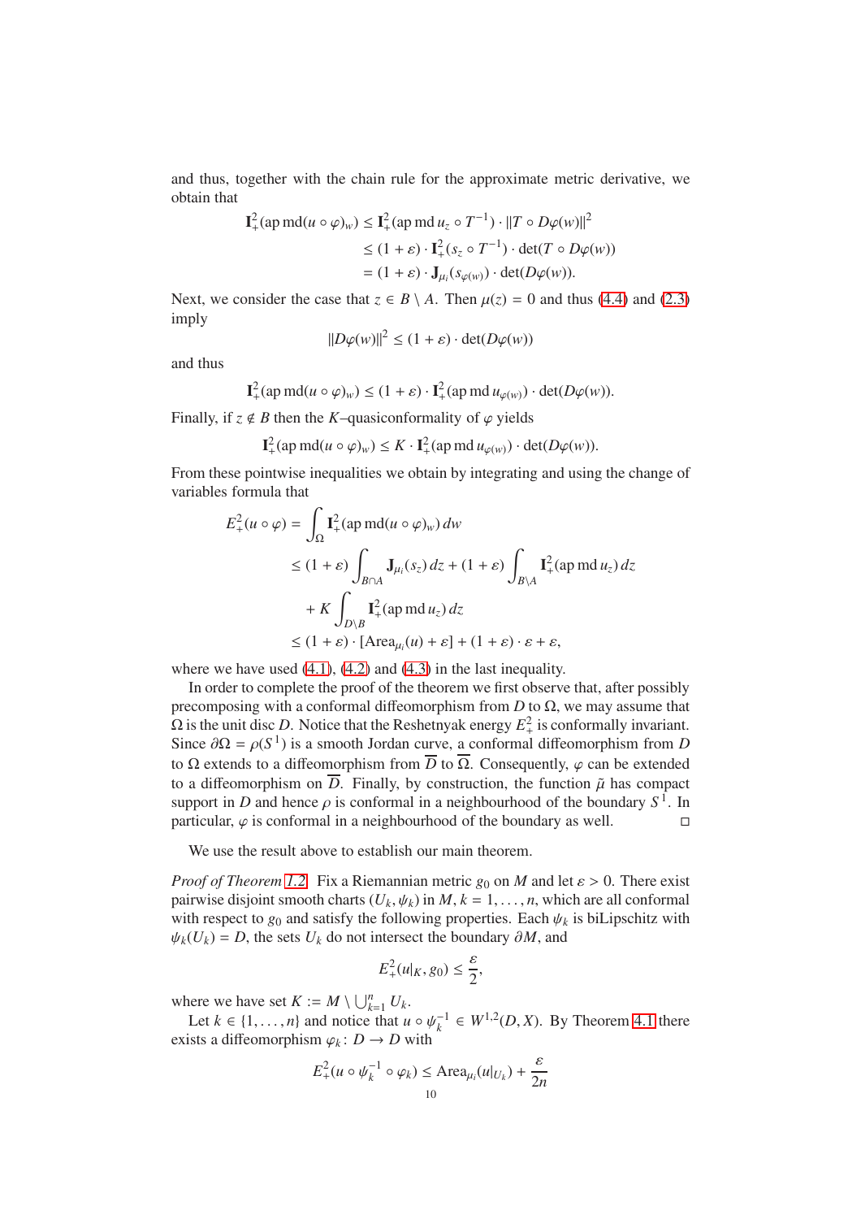and thus, together with the chain rule for the approximate metric derivative, we obtain that

$$
\begin{aligned}
\mathbf{I}_+^2(\operatorname{ap}\operatorname{md}(u\circ\varphi)_w) &\leq \mathbf{I}_+^2(\operatorname{ap}\operatorname{md}u_z\circ T^{-1})\cdot\|T\circ D\varphi(w)\|^2\\
&\leq (1+\varepsilon)\cdot\mathbf{I}_+^2(s_z\circ T^{-1})\cdot\det(T\circ D\varphi(w))\\
&= (1+\varepsilon)\cdot\mathbf{J}_{\mu_i}(s_{\varphi(w)})\cdot\det(D\varphi(w)).
\end{aligned}
$$

Next, we consider the case that $z\in B\setminus A$. Then $\mu(z)=0$ and thus (4.4) and (2.3) imply

$$
\|D\varphi(w)\|^2 \leq (1+\varepsilon)\cdot\det(D\varphi(w))
$$

and thus

$$
\mathbf{I}_+^2(\operatorname{ap}\operatorname{md}(u\circ\varphi)_w) \leq (1+\varepsilon)\cdot\mathbf{I}_+^2(\operatorname{ap}\operatorname{md}u_{\varphi(w)})\cdot\det(D\varphi(w)).
$$

Finally, if $z\notin B$ then the $K$–quasiconformality of $\varphi$ yields

$$
\mathbf{I}_+^2(\operatorname{ap}\operatorname{md}(u\circ\varphi)_w) \leq K\cdot\mathbf{I}_+^2(\operatorname{ap}\operatorname{md}u_{\varphi(w)})\cdot\det(D\varphi(w)).
$$

From these pointwise inequalities we obtain by integrating and using the change of variables formula that

$$
\begin{aligned}
E_+^2(u\circ\varphi) &= \int_\Omega \mathbf{I}_+^2(\operatorname{ap}\operatorname{md}(u\circ\varphi)_w)\,dw\\
&\leq (1+\varepsilon)\int_{B\cap A}\mathbf{J}_{\mu_i}(s_z)\,dz + (1+\varepsilon)\int_{B\setminus A}\mathbf{I}_+^2(\operatorname{ap}\operatorname{md}u_z)\,dz\\
&\quad + K\int_{D\setminus B}\mathbf{I}_+^2(\operatorname{ap}\operatorname{md}u_z)\,dz\\
&\leq (1+\varepsilon)\cdot[\operatorname{Area}_{\mu_i}(u)+\varepsilon] + (1+\varepsilon)\cdot\varepsilon+\varepsilon,
\end{aligned}
$$

where we have used (4.1), (4.2) and (4.3) in the last inequality.

In order to complete the proof of the theorem we first observe that, after possibly precomposing with a conformal diffeomorphism from $D$ to $\Omega$, we may assume that $\Omega$ is the unit disc $D$. Notice that the Reshetnyak energy $E_+^2$ is conformally invariant. Since $\partial\Omega=\rho(S^1)$ is a smooth Jordan curve, a conformal diffeomorphism from $D$ to $\Omega$ extends to a diffeomorphism from $\overline{D}$ to $\overline{\Omega}$. Consequently, $\varphi$ can be extended to a diffeomorphism on $\overline{D}$. Finally, by construction, the function $\tilde{\mu}$ has compact support in $D$ and hence $\rho$ is conformal in a neighbourhood of the boundary $S^1$. In particular, $\varphi$ is conformal in a neighbourhood of the boundary as well. □

We use the result above to establish our main theorem.

*Proof of Theorem 1.2.* Fix a Riemannian metric $g_0$ on $M$ and let $\varepsilon>0$. There exist pairwise disjoint smooth charts $(U_k,\psi_k)$ in $M$, $k=1,\dots,n$, which are all conformal with respect to $g_0$ and satisfy the following properties. Each $\psi_k$ is biLipschitz with $\psi_k(U_k)=D$, the sets $U_k$ do not intersect the boundary $\partial M$, and

$$
E_+^2(u|_K,g_0)\leq\frac{\varepsilon}{2},
$$

where we have set $K:=M\setminus\bigcup_{k=1}^n U_k$.

Let $k\in\{1,\dots,n\}$ and notice that $u\circ\psi_k^{-1}\in W^{1,2}(D,X)$. By Theorem 4.1 there exists a diffeomorphism $\varphi_k\colon D\to D$ with

$$
E_+^2(u\circ\psi_k^{-1}\circ\varphi_k)\leq\operatorname{Area}_{\mu_i}(u|_{U_k})+\frac{\varepsilon}{2n}
$$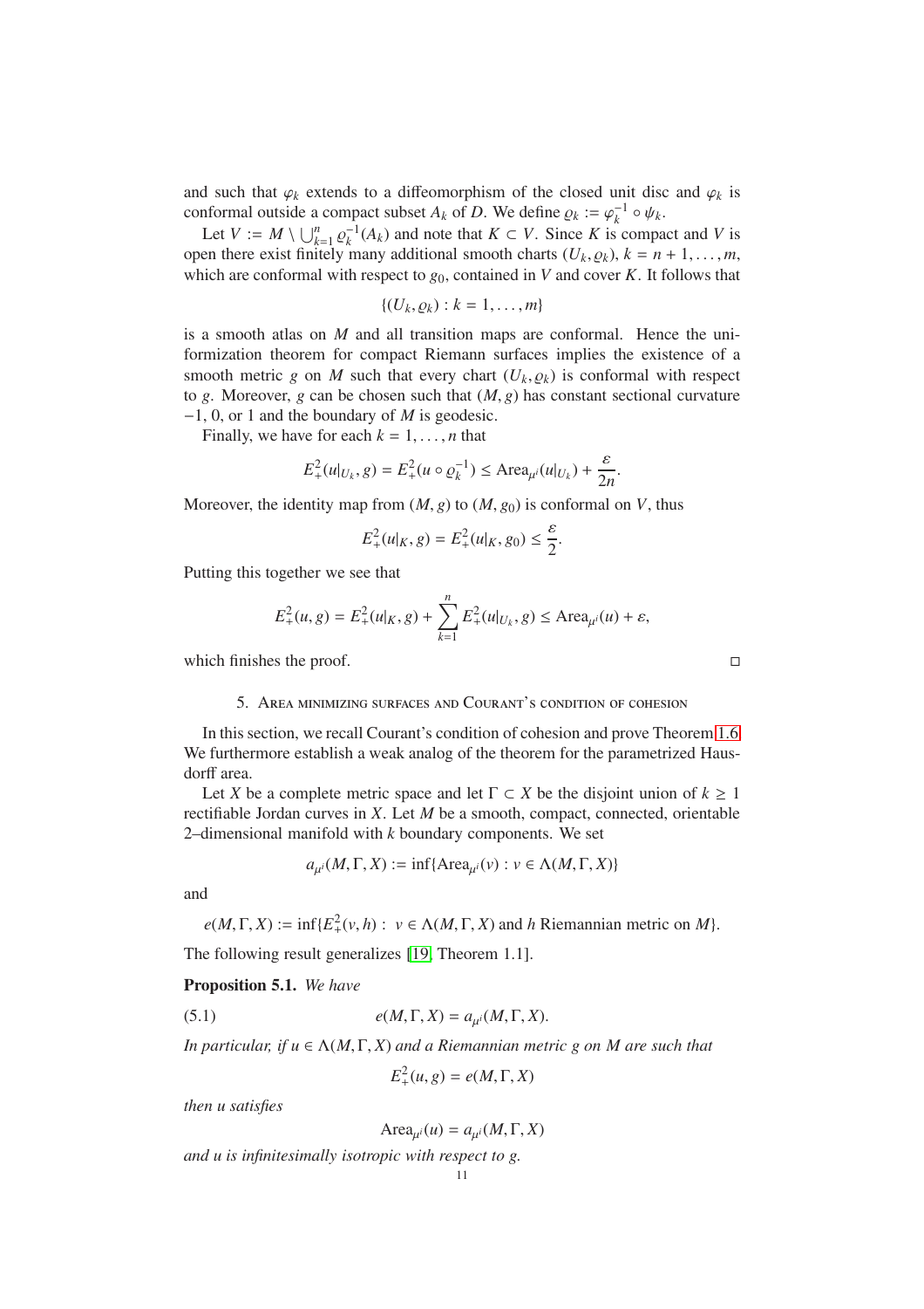and such that $\varphi_k$ extends to a diffeomorphism of the closed unit disc and $\varphi_k$ is conformal outside a compact subset $A_k$ of $D$. We define $\varrho_k := \varphi_k^{-1} \circ \psi_k$.

Let $V := M \setminus \bigcup_{k=1}^n \varrho_k^{-1}(A_k)$ and note that $K \subset V$. Since $K$ is compact and $V$ is open there exist finitely many additional smooth charts $(U_k, \varrho_k)$, $k = n+1, \dots, m$, which are conformal with respect to $g_0$, contained in $V$ and cover $K$. It follows that

$$\{(U_k, \varrho_k) : k = 1, \dots, m\}$$

is a smooth atlas on $M$ and all transition maps are conformal. Hence the uniformization theorem for compact Riemann surfaces implies the existence of a smooth metric $g$ on $M$ such that every chart $(U_k, \varrho_k)$ is conformal with respect to $g$. Moreover, $g$ can be chosen such that $(M, g)$ has constant sectional curvature $-1$, $0$, or $1$ and the boundary of $M$ is geodesic.

Finally, we have for each $k = 1, \dots, n$ that

$$E_+^2(u|_{U_k}, g) = E_+^2(u \circ \varrho_k^{-1}) \leq \operatorname{Area}_{\mu^i}(u|_{U_k}) + \frac{\varepsilon}{2n}.$$

Moreover, the identity map from $(M, g)$ to $(M, g_0)$ is conformal on $V$, thus

$$E_+^2(u|_K, g) = E_+^2(u|_K, g_0) \leq \frac{\varepsilon}{2}.$$

Putting this together we see that

$$E_+^2(u, g) = E_+^2(u|_K, g) + \sum_{k=1}^n E_+^2(u|_{U_k}, g) \leq \operatorname{Area}_{\mu^i}(u) + \varepsilon,$$

which finishes the proof. □

## 5. Area minimizing surfaces and Courant's condition of cohesion

In this section, we recall Courant's condition of cohesion and prove Theorem 1.6. We furthermore establish a weak analog of the theorem for the parametrized Hausdorff area.

Let $X$ be a complete metric space and let $\Gamma \subset X$ be the disjoint union of $k \geq 1$ rectifiable Jordan curves in $X$. Let $M$ be a smooth, compact, connected, orientable 2–dimensional manifold with $k$ boundary components. We set

$$a_{\mu^i}(M, \Gamma, X) := \inf\{\operatorname{Area}_{\mu^i}(v) : v \in \Lambda(M, \Gamma, X)\}$$

and

$$e(M, \Gamma, X) := \inf\{E_+^2(v, h) : \ v \in \Lambda(M, \Gamma, X) \text{ and } h \text{ Riemannian metric on } M\}.$$

The following result generalizes [19, Theorem 1.1].

**Proposition 5.1.** *We have*

$$e(M, \Gamma, X) = a_{\mu^i}(M, \Gamma, X). \tag{5.1}$$

*In particular, if $u \in \Lambda(M, \Gamma, X)$ and a Riemannian metric $g$ on $M$ are such that*

$$E_+^2(u, g) = e(M, \Gamma, X)$$

*then $u$ satisfies*

$$\operatorname{Area}_{\mu^i}(u) = a_{\mu^i}(M, \Gamma, X)$$

*and $u$ is infinitesimally isotropic with respect to $g$.*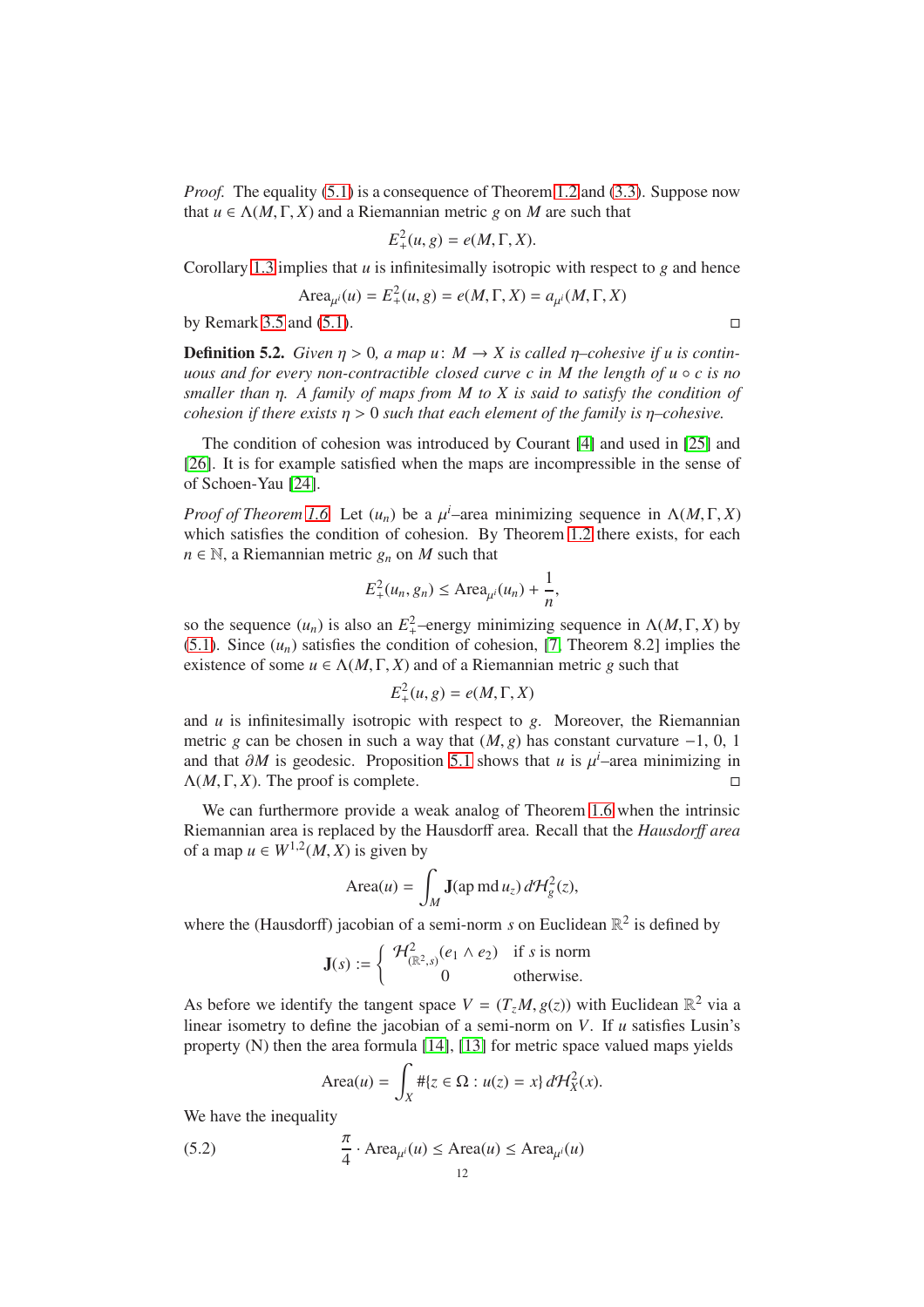*Proof.* The equality (5.1) is a consequence of Theorem 1.2 and (3.3). Suppose now that $u \in \Lambda(M, \Gamma, X)$ and a Riemannian metric $g$ on $M$ are such that

$$E_+^2(u, g) = e(M, \Gamma, X).$$

Corollary 1.3 implies that $u$ is infinitesimally isotropic with respect to $g$ and hence

$$\operatorname{Area}_{\mu^i}(u) = E_+^2(u, g) = e(M, \Gamma, X) = a_{\mu^i}(M, \Gamma, X)$$

by Remark 3.5 and (5.1). □

**Definition 5.2.** *Given $\eta > 0$, a map $u\colon M \to X$ is called $\eta$–cohesive if $u$ is continuous and for every non-contractible closed curve $c$ in $M$ the length of $u \circ c$ is no smaller than $\eta$. A family of maps from $M$ to $X$ is said to satisfy the condition of cohesion if there exists $\eta > 0$ such that each element of the family is $\eta$–cohesive.*

The condition of cohesion was introduced by Courant [4] and used in [25] and [26]. It is for example satisfied when the maps are incompressible in the sense of of Schoen-Yau [24].

*Proof of Theorem 1.6.* Let $(u_n)$ be a $\mu^i$–area minimizing sequence in $\Lambda(M, \Gamma, X)$ which satisfies the condition of cohesion. By Theorem 1.2 there exists, for each $n \in \mathbb{N}$, a Riemannian metric $g_n$ on $M$ such that

$$E_+^2(u_n, g_n) \leq \operatorname{Area}_{\mu^i}(u_n) + \frac{1}{n},$$

so the sequence $(u_n)$ is also an $E_+^2$–energy minimizing sequence in $\Lambda(M, \Gamma, X)$ by (5.1). Since $(u_n)$ satisfies the condition of cohesion, [7, Theorem 8.2] implies the existence of some $u \in \Lambda(M, \Gamma, X)$ and of a Riemannian metric $g$ such that

$$E_+^2(u, g) = e(M, \Gamma, X)$$

and $u$ is infinitesimally isotropic with respect to $g$. Moreover, the Riemannian metric $g$ can be chosen in such a way that $(M, g)$ has constant curvature $-1$, $0$, $1$ and that $\partial M$ is geodesic. Proposition 5.1 shows that $u$ is $\mu^i$–area minimizing in $\Lambda(M, \Gamma, X)$. The proof is complete. □

We can furthermore provide a weak analog of Theorem 1.6 when the intrinsic Riemannian area is replaced by the Hausdorff area. Recall that the *Hausdorff area* of a map $u \in W^{1,2}(M, X)$ is given by

$$\operatorname{Area}(u) = \int_M \mathbf{J}(\operatorname{ap}\operatorname{md} u_z)\, d\mathcal{H}_g^2(z),$$

where the (Hausdorff) jacobian of a semi-norm $s$ on Euclidean $\mathbb{R}^2$ is defined by

$$\mathbf{J}(s) := \begin{cases} \mathcal{H}^2_{(\mathbb{R}^2, s)}(e_1 \wedge e_2) & \text{if } s \text{ is norm} \\ 0 & \text{otherwise.} \end{cases}$$

As before we identify the tangent space $V = (T_z M, g(z))$ with Euclidean $\mathbb{R}^2$ via a linear isometry to define the jacobian of a semi-norm on $V$. If $u$ satisfies Lusin's property (N) then the area formula [14], [13] for metric space valued maps yields

$$\operatorname{Area}(u) = \int_X \#\{z \in \Omega : u(z) = x\}\, d\mathcal{H}_X^2(x).$$

We have the inequality

$$\frac{\pi}{4} \cdot \operatorname{Area}_{\mu^i}(u) \leq \operatorname{Area}(u) \leq \operatorname{Area}_{\mu^i}(u) \tag{5.2}$$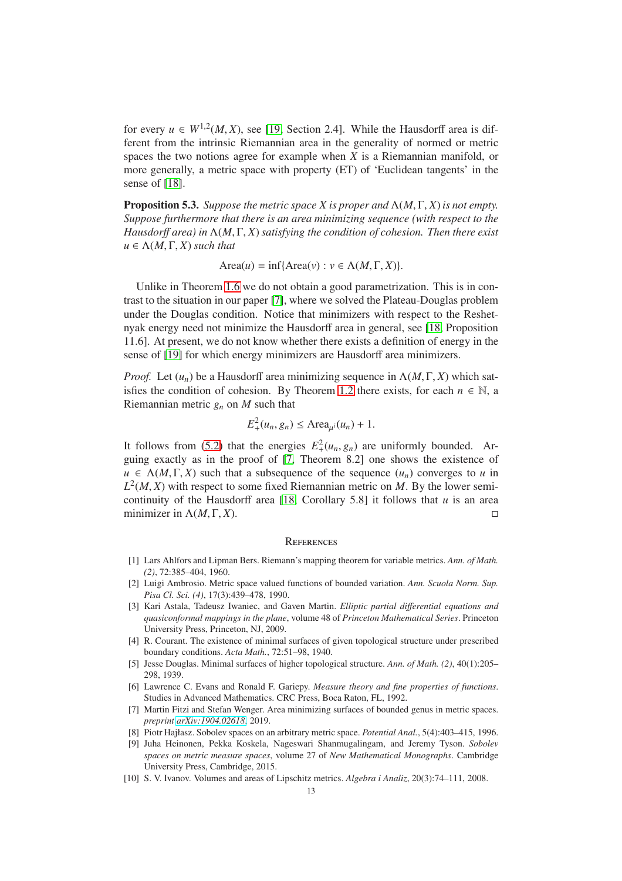for every $u \in W^{1,2}(M, X)$, see [19, Section 2.4]. While the Hausdorff area is different from the intrinsic Riemannian area in the generality of normed or metric spaces the two notions agree for example when $X$ is a Riemannian manifold, or more generally, a metric space with property (ET) of 'Euclidean tangents' in the sense of [18].

**Proposition 5.3.** *Suppose the metric space $X$ is proper and $\Lambda(M, \Gamma, X)$ is not empty. Suppose furthermore that there is an area minimizing sequence (with respect to the Hausdorff area) in $\Lambda(M, \Gamma, X)$ satisfying the condition of cohesion. Then there exist $u \in \Lambda(M, \Gamma, X)$ such that*

$$\operatorname{Area}(u) = \inf\{\operatorname{Area}(v) : v \in \Lambda(M, \Gamma, X)\}.$$

Unlike in Theorem 1.6 we do not obtain a good parametrization. This is in contrast to the situation in our paper [7], where we solved the Plateau-Douglas problem under the Douglas condition. Notice that minimizers with respect to the Reshetnyak energy need not minimize the Hausdorff area in general, see [18, Proposition 11.6]. At present, we do not know whether there exists a definition of energy in the sense of [19] for which energy minimizers are Hausdorff area minimizers.

*Proof.* Let $(u_n)$ be a Hausdorff area minimizing sequence in $\Lambda(M, \Gamma, X)$ which satisfies the condition of cohesion. By Theorem 1.2 there exists, for each $n \in \mathbb{N}$, a Riemannian metric $g_n$ on $M$ such that

$$E_+^2(u_n, g_n) \leq \operatorname{Area}_{\mu^i}(u_n) + 1.$$

It follows from (5.2) that the energies $E_+^2(u_n, g_n)$ are uniformly bounded. Arguing exactly as in the proof of [7, Theorem 8.2] one shows the existence of $u \in \Lambda(M, \Gamma, X)$ such that a subsequence of the sequence $(u_n)$ converges to $u$ in $L^2(M, X)$ with respect to some fixed Riemannian metric on $M$. By the lower semi-continuity of the Hausdorff area [18, Corollary 5.8] it follows that $u$ is an area minimizer in $\Lambda(M, \Gamma, X)$. ◻

## References

[1] Lars Ahlfors and Lipman Bers. Riemann's mapping theorem for variable metrics. *Ann. of Math. (2)*, 72:385–404, 1960.

[2] Luigi Ambrosio. Metric space valued functions of bounded variation. *Ann. Scuola Norm. Sup. Pisa Cl. Sci. (4)*, 17(3):439–478, 1990.

[3] Kari Astala, Tadeusz Iwaniec, and Gaven Martin. *Elliptic partial differential equations and quasiconformal mappings in the plane*, volume 48 of *Princeton Mathematical Series*. Princeton University Press, Princeton, NJ, 2009.

[4] R. Courant. The existence of minimal surfaces of given topological structure under prescribed boundary conditions. *Acta Math.*, 72:51–98, 1940.

[5] Jesse Douglas. Minimal surfaces of higher topological structure. *Ann. of Math. (2)*, 40(1):205–298, 1939.

[6] Lawrence C. Evans and Ronald F. Gariepy. *Measure theory and fine properties of functions*. Studies in Advanced Mathematics. CRC Press, Boca Raton, FL, 1992.

[7] Martin Fitzi and Stefan Wenger. Area minimizing surfaces of bounded genus in metric spaces. *preprint arXiv:1904.02618*, 2019.

[8] Piotr Hajłasz. Sobolev spaces on an arbitrary metric space. *Potential Anal.*, 5(4):403–415, 1996.

[9] Juha Heinonen, Pekka Koskela, Nageswari Shanmugalingam, and Jeremy Tyson. *Sobolev spaces on metric measure spaces*, volume 27 of *New Mathematical Monographs*. Cambridge University Press, Cambridge, 2015.

[10] S. V. Ivanov. Volumes and areas of Lipschitz metrics. *Algebra i Analiz*, 20(3):74–111, 2008.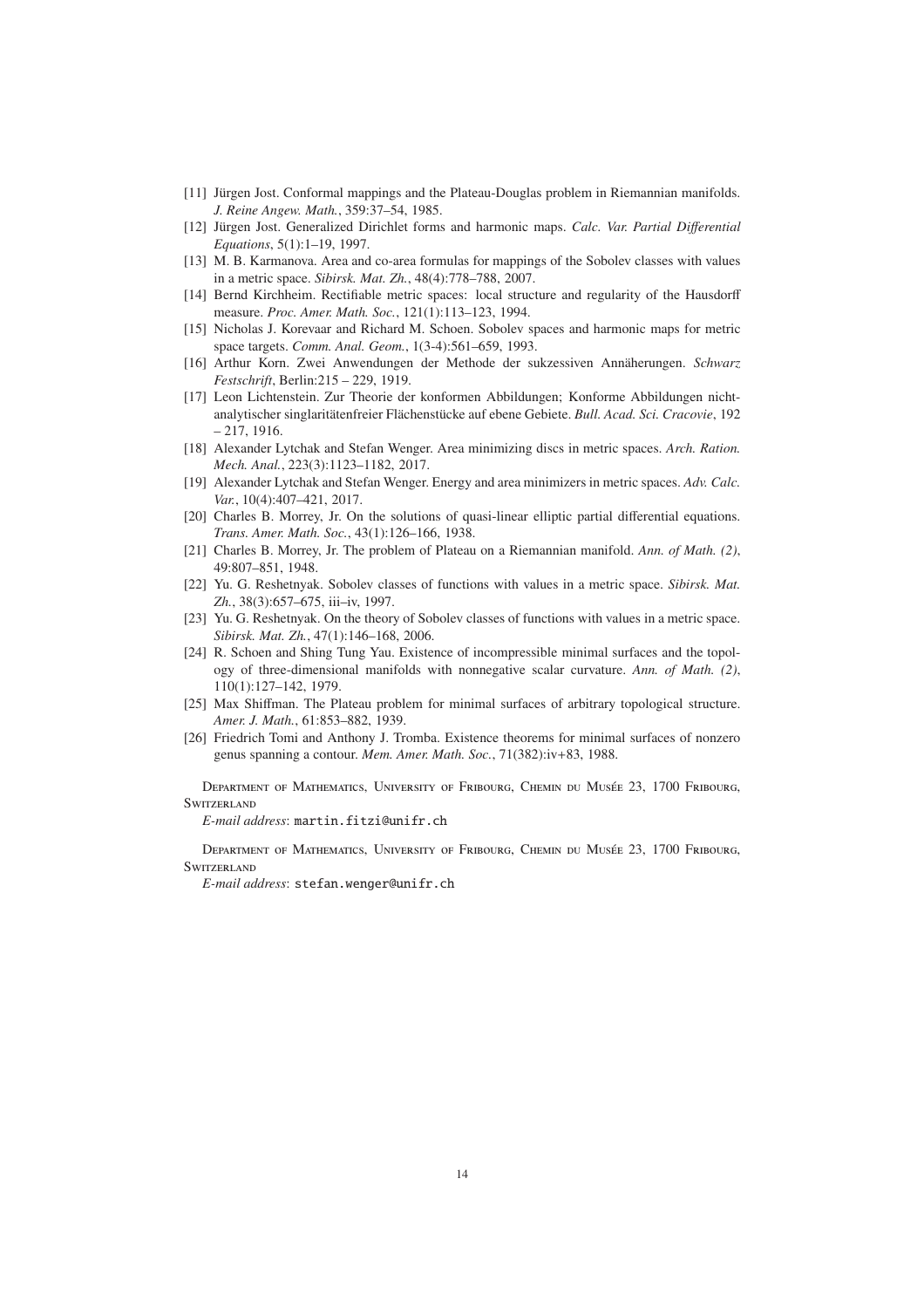[11] Jürgen Jost. Conformal mappings and the Plateau-Douglas problem in Riemannian manifolds. *J. Reine Angew. Math.*, 359:37–54, 1985.

[12] Jürgen Jost. Generalized Dirichlet forms and harmonic maps. *Calc. Var. Partial Differential Equations*, 5(1):1–19, 1997.

[13] M. B. Karmanova. Area and co-area formulas for mappings of the Sobolev classes with values in a metric space. *Sibirsk. Mat. Zh.*, 48(4):778–788, 2007.

[14] Bernd Kirchheim. Rectifiable metric spaces: local structure and regularity of the Hausdorff measure. *Proc. Amer. Math. Soc.*, 121(1):113–123, 1994.

[15] Nicholas J. Korevaar and Richard M. Schoen. Sobolev spaces and harmonic maps for metric space targets. *Comm. Anal. Geom.*, 1(3-4):561–659, 1993.

[16] Arthur Korn. Zwei Anwendungen der Methode der sukzessiven Annäherungen. *Schwarz Festschrift*, Berlin:215 – 229, 1919.

[17] Leon Lichtenstein. Zur Theorie der konformen Abbildungen; Konforme Abbildungen nicht-analytischer singlaritätenfreier Flächenstücke auf ebene Gebiete. *Bull. Acad. Sci. Cracovie*, 192 – 217, 1916.

[18] Alexander Lytchak and Stefan Wenger. Area minimizing discs in metric spaces. *Arch. Ration. Mech. Anal.*, 223(3):1123–1182, 2017.

[19] Alexander Lytchak and Stefan Wenger. Energy and area minimizers in metric spaces. *Adv. Calc. Var.*, 10(4):407–421, 2017.

[20] Charles B. Morrey, Jr. On the solutions of quasi-linear elliptic partial differential equations. *Trans. Amer. Math. Soc.*, 43(1):126–166, 1938.

[21] Charles B. Morrey, Jr. The problem of Plateau on a Riemannian manifold. *Ann. of Math. (2)*, 49:807–851, 1948.

[22] Yu. G. Reshetnyak. Sobolev classes of functions with values in a metric space. *Sibirsk. Mat. Zh.*, 38(3):657–675, iii–iv, 1997.

[23] Yu. G. Reshetnyak. On the theory of Sobolev classes of functions with values in a metric space. *Sibirsk. Mat. Zh.*, 47(1):146–168, 2006.

[24] R. Schoen and Shing Tung Yau. Existence of incompressible minimal surfaces and the topology of three-dimensional manifolds with nonnegative scalar curvature. *Ann. of Math. (2)*, 110(1):127–142, 1979.

[25] Max Shiffman. The Plateau problem for minimal surfaces of arbitrary topological structure. *Amer. J. Math.*, 61:853–882, 1939.

[26] Friedrich Tomi and Anthony J. Tromba. Existence theorems for minimal surfaces of nonzero genus spanning a contour. *Mem. Amer. Math. Soc.*, 71(382):iv+83, 1988.

Department of Mathematics, University of Fribourg, Chemin du Musée 23, 1700 Fribourg, Switzerland

*E-mail address*: martin.fitzi@unifr.ch

Department of Mathematics, University of Fribourg, Chemin du Musée 23, 1700 Fribourg, Switzerland

*E-mail address*: stefan.wenger@unifr.ch